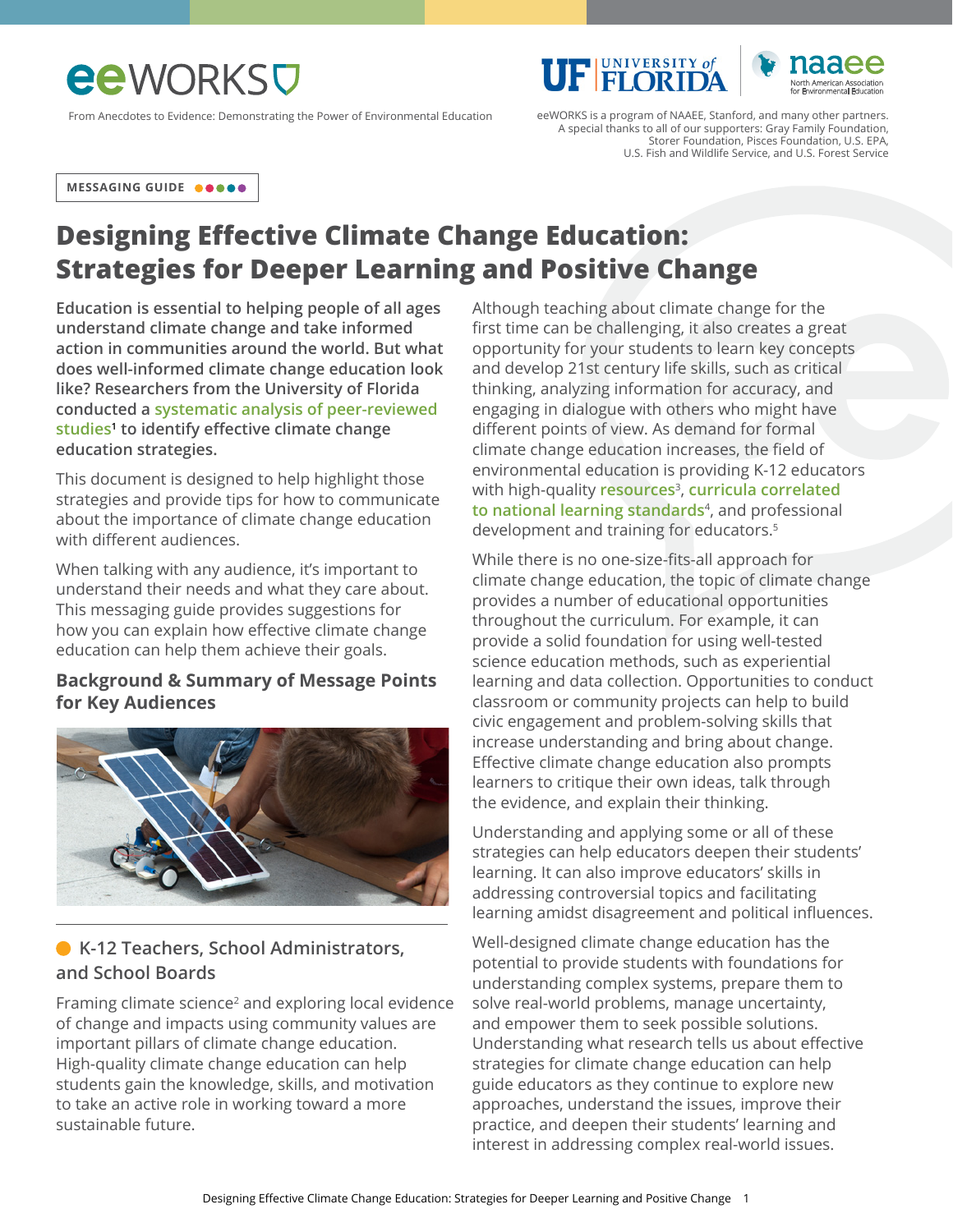eeWORKS

From Anecdotes to Evidence: Demonstrating the Power of Environmental Education

UF UNIVERSITY of FLORIDA | naaee North American Association for Environmental Education

eeWORKS is a program of NAAEE, Stanford, and many other partners. A special thanks to all of our supporters: Gray Family Foundation, Storer Foundation, Pisces Foundation, U.S. EPA, U.S. Fish and Wildlife Service, and U.S. Forest Service

MESSAGING GUIDE

# Designing Effective Climate Change Education: Strategies for Deeper Learning and Positive Change

**Education is essential to helping people of all ages understand climate change and take informed action in communities around the world. But what does well-informed climate change education look like? Researchers from the University of Florida conducted a systematic analysis of peer-reviewed studies[1] to identify effective climate change education strategies.**

This document is designed to help highlight those strategies and provide tips for how to communicate about the importance of climate change education with different audiences.

When talking with any audience, it's important to understand their needs and what they care about. This messaging guide provides suggestions for how you can explain how effective climate change education can help them achieve their goals.

## Background & Summary of Message Points for Key Audiences

### K-12 Teachers, School Administrators, and School Boards

Framing climate science[2] and exploring local evidence of change and impacts using community values are important pillars of climate change education. High-quality climate change education can help students gain the knowledge, skills, and motivation to take an active role in working toward a more sustainable future.

Although teaching about climate change for the first time can be challenging, it also creates a great opportunity for your students to learn key concepts and develop 21st century life skills, such as critical thinking, analyzing information for accuracy, and engaging in dialogue with others who might have different points of view. As demand for formal climate change education increases, the field of environmental education is providing K-12 educators with high-quality resources[3], curricula correlated to national learning standards[4], and professional development and training for educators.[5]

While there is no one-size-fits-all approach for climate change education, the topic of climate change provides a number of educational opportunities throughout the curriculum. For example, it can provide a solid foundation for using well-tested science education methods, such as experiential learning and data collection. Opportunities to conduct classroom or community projects can help to build civic engagement and problem-solving skills that increase understanding and bring about change. Effective climate change education also prompts learners to critique their own ideas, talk through the evidence, and explain their thinking.

Understanding and applying some or all of these strategies can help educators deepen their students' learning. It can also improve educators' skills in addressing controversial topics and facilitating learning amidst disagreement and political influences.

Well-designed climate change education has the potential to provide students with foundations for understanding complex systems, prepare them to solve real-world problems, manage uncertainty, and empower them to seek possible solutions. Understanding what research tells us about effective strategies for climate change education can help guide educators as they continue to explore new approaches, understand the issues, improve their practice, and deepen their students' learning and interest in addressing complex real-world issues.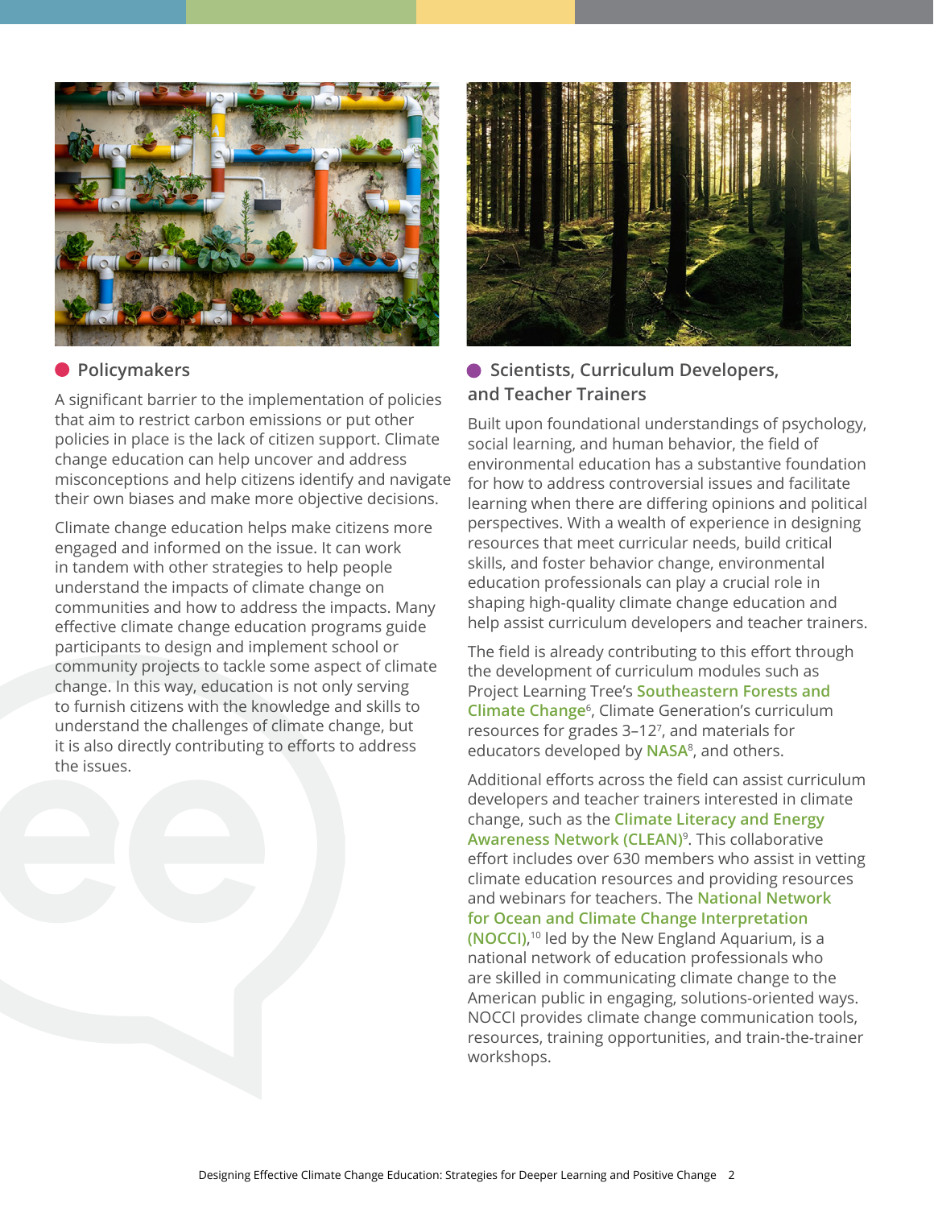## Policymakers

A significant barrier to the implementation of policies that aim to restrict carbon emissions or put other policies in place is the lack of citizen support. Climate change education can help uncover and address misconceptions and help citizens identify and navigate their own biases and make more objective decisions.

Climate change education helps make citizens more engaged and informed on the issue. It can work in tandem with other strategies to help people understand the impacts of climate change on communities and how to address the impacts. Many effective climate change education programs guide participants to design and implement school or community projects to tackle some aspect of climate change. In this way, education is not only serving to furnish citizens with the knowledge and skills to understand the challenges of climate change, but it is also directly contributing to efforts to address the issues.

## Scientists, Curriculum Developers, and Teacher Trainers

Built upon foundational understandings of psychology, social learning, and human behavior, the field of environmental education has a substantive foundation for how to address controversial issues and facilitate learning when there are differing opinions and political perspectives. With a wealth of experience in designing resources that meet curricular needs, build critical skills, and foster behavior change, environmental education professionals can play a crucial role in shaping high-quality climate change education and help assist curriculum developers and teacher trainers.

The field is already contributing to this effort through the development of curriculum modules such as Project Learning Tree's Southeastern Forests and Climate Change[6], Climate Generation's curriculum resources for grades 3–12[7], and materials for educators developed by NASA[8], and others.

Additional efforts across the field can assist curriculum developers and teacher trainers interested in climate change, such as the Climate Literacy and Energy Awareness Network (CLEAN)[9]. This collaborative effort includes over 630 members who assist in vetting climate education resources and providing resources and webinars for teachers. The National Network for Ocean and Climate Change Interpretation (NOCCI),[10] led by the New England Aquarium, is a national network of education professionals who are skilled in communicating climate change to the American public in engaging, solutions-oriented ways. NOCCI provides climate change communication tools, resources, training opportunities, and train-the-trainer workshops.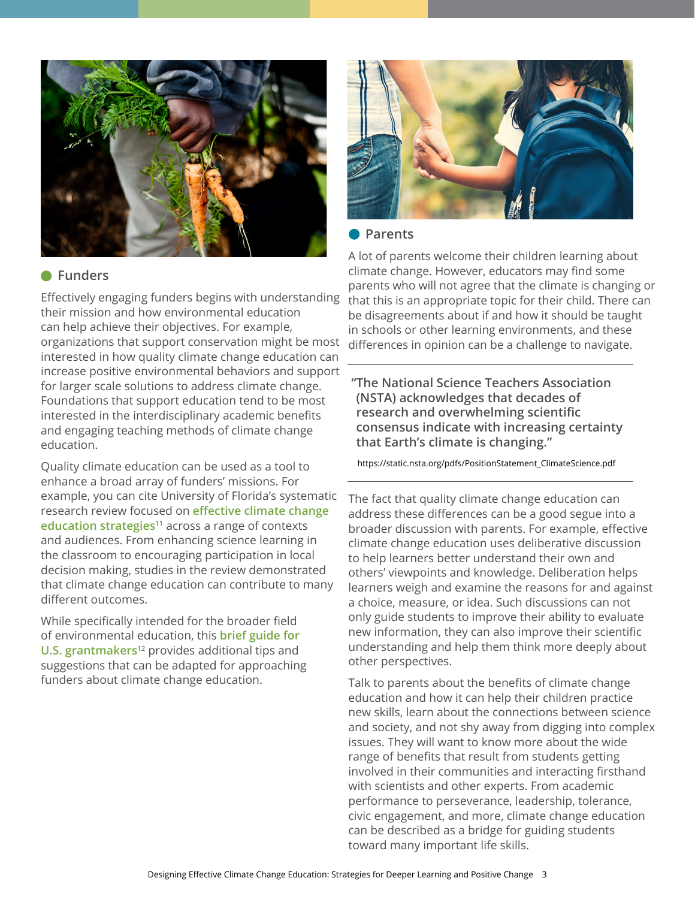## Funders

Effectively engaging funders begins with understanding their mission and how environmental education can help achieve their objectives. For example, organizations that support conservation might be most interested in how quality climate change education can increase positive environmental behaviors and support for larger scale solutions to address climate change. Foundations that support education tend to be most interested in the interdisciplinary academic benefits and engaging teaching methods of climate change education.

Quality climate education can be used as a tool to enhance a broad array of funders' missions. For example, you can cite University of Florida's systematic research review focused on **effective climate change education strategies**[11] across a range of contexts and audiences. From enhancing science learning in the classroom to encouraging participation in local decision making, studies in the review demonstrated that climate change education can contribute to many different outcomes.

While specifically intended for the broader field of environmental education, this **brief guide for U.S. grantmakers**[12] provides additional tips and suggestions that can be adapted for approaching funders about climate change education.

## Parents

A lot of parents welcome their children learning about climate change. However, educators may find some parents who will not agree that the climate is changing or that this is an appropriate topic for their child. There can be disagreements about if and how it should be taught in schools or other learning environments, and these differences in opinion can be a challenge to navigate.

> **"The National Science Teachers Association (NSTA) acknowledges that decades of research and overwhelming scientific consensus indicate with increasing certainty that Earth's climate is changing."**
>
> https://static.nsta.org/pdfs/PositionStatement_ClimateScience.pdf

The fact that quality climate change education can address these differences can be a good segue into a broader discussion with parents. For example, effective climate change education uses deliberative discussion to help learners better understand their own and others' viewpoints and knowledge. Deliberation helps learners weigh and examine the reasons for and against a choice, measure, or idea. Such discussions can not only guide students to improve their ability to evaluate new information, they can also improve their scientific understanding and help them think more deeply about other perspectives.

Talk to parents about the benefits of climate change education and how it can help their children practice new skills, learn about the connections between science and society, and not shy away from digging into complex issues. They will want to know more about the wide range of benefits that result from students getting involved in their communities and interacting firsthand with scientists and other experts. From academic performance to perseverance, leadership, tolerance, civic engagement, and more, climate change education can be described as a bridge for guiding students toward many important life skills.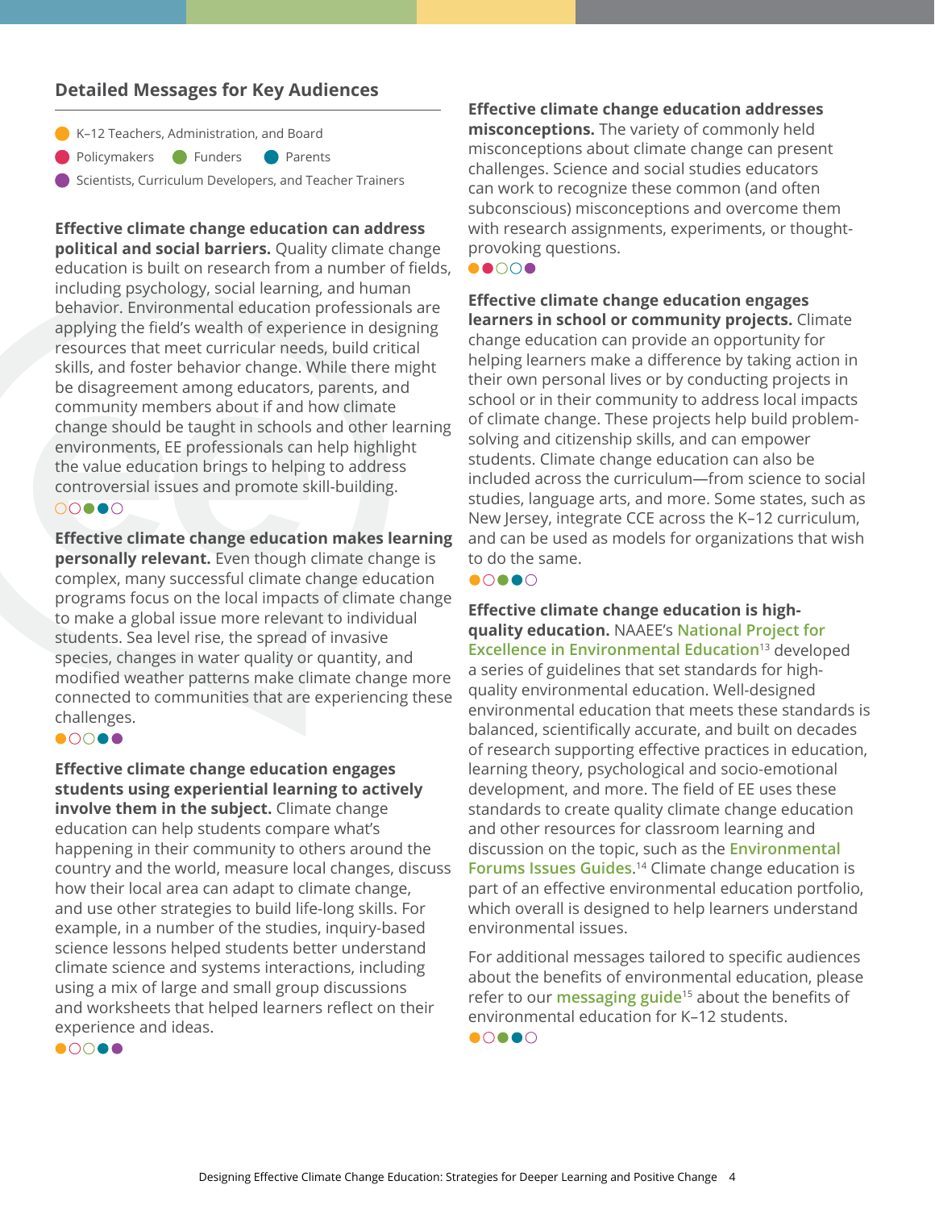## Detailed Messages for Key Audiences

- K–12 Teachers, Administration, and Board
- Policymakers
- Funders
- Parents
- Scientists, Curriculum Developers, and Teacher Trainers

**Effective climate change education can address political and social barriers.** Quality climate change education is built on research from a number of fields, including psychology, social learning, and human behavior. Environmental education professionals are applying the field's wealth of experience in designing resources that meet curricular needs, build critical skills, and foster behavior change. While there might be disagreement among educators, parents, and community members about if and how climate change should be taught in schools and other learning environments, EE professionals can help highlight the value education brings to helping to address controversial issues and promote skill-building.

**Effective climate change education makes learning personally relevant.** Even though climate change is complex, many successful climate change education programs focus on the local impacts of climate change to make a global issue more relevant to individual students. Sea level rise, the spread of invasive species, changes in water quality or quantity, and modified weather patterns make climate change more connected to communities that are experiencing these challenges.

**Effective climate change education engages students using experiential learning to actively involve them in the subject.** Climate change education can help students compare what's happening in their community to others around the country and the world, measure local changes, discuss how their local area can adapt to climate change, and use other strategies to build life-long skills. For example, in a number of the studies, inquiry-based science lessons helped students better understand climate science and systems interactions, including using a mix of large and small group discussions and worksheets that helped learners reflect on their experience and ideas.

**Effective climate change education addresses misconceptions.** The variety of commonly held misconceptions about climate change can present challenges. Science and social studies educators can work to recognize these common (and often subconscious) misconceptions and overcome them with research assignments, experiments, or thought-provoking questions.

**Effective climate change education engages learners in school or community projects.** Climate change education can provide an opportunity for helping learners make a difference by taking action in their own personal lives or by conducting projects in school or in their community to address local impacts of climate change. These projects help build problem-solving and citizenship skills, and can empower students. Climate change education can also be included across the curriculum—from science to social studies, language arts, and more. Some states, such as New Jersey, integrate CCE across the K–12 curriculum, and can be used as models for organizations that wish to do the same.

**Effective climate change education is high-quality education.** NAAEE's National Project for Excellence in Environmental Education[13] developed a series of guidelines that set standards for high-quality environmental education. Well-designed environmental education that meets these standards is balanced, scientifically accurate, and built on decades of research supporting effective practices in education, learning theory, psychological and socio-emotional development, and more. The field of EE uses these standards to create quality climate change education and other resources for classroom learning and discussion on the topic, such as the Environmental Forums Issues Guides.[14] Climate change education is part of an effective environmental education portfolio, which overall is designed to help learners understand environmental issues.

For additional messages tailored to specific audiences about the benefits of environmental education, please refer to our messaging guide[15] about the benefits of environmental education for K–12 students.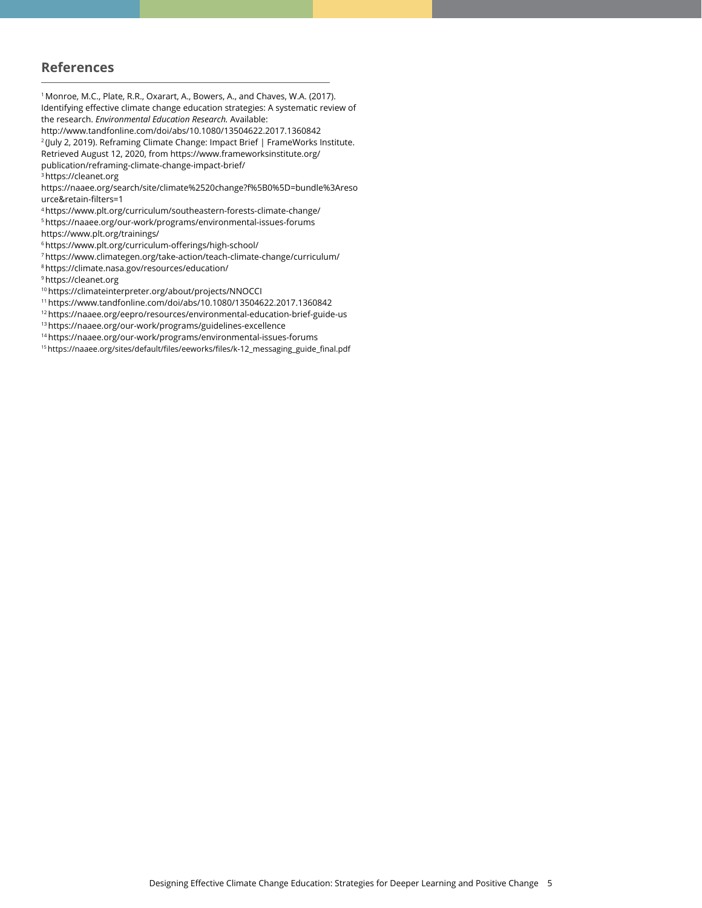## References

[1] Monroe, M.C., Plate, R.R., Oxarart, A., Bowers, A., and Chaves, W.A. (2017). Identifying effective climate change education strategies: A systematic review of the research. *Environmental Education Research.* Available: http://www.tandfonline.com/doi/abs/10.1080/13504622.2017.1360842

[2] (July 2, 2019). Reframing Climate Change: Impact Brief | FrameWorks Institute. Retrieved August 12, 2020, from https://www.frameworksinstitute.org/publication/reframing-climate-change-impact-brief/

[3] https://cleanet.org
https://naaee.org/search/site/climate%2520change?f%5B0%5D=bundle%3Aresource&retain-filters=1

[4] https://www.plt.org/curriculum/southeastern-forests-climate-change/

[5] https://naaee.org/our-work/programs/environmental-issues-forums
https://www.plt.org/trainings/

[6] https://www.plt.org/curriculum-offerings/high-school/

[7] https://www.climategen.org/take-action/teach-climate-change/curriculum/

[8] https://climate.nasa.gov/resources/education/

[9] https://cleanet.org

[10] https://climateinterpreter.org/about/projects/NNOCCI

[11] https://www.tandfonline.com/doi/abs/10.1080/13504622.2017.1360842

[12] https://naaee.org/eepro/resources/environmental-education-brief-guide-us

[13] https://naaee.org/our-work/programs/guidelines-excellence

[14] https://naaee.org/our-work/programs/environmental-issues-forums

[15] https://naaee.org/sites/default/files/eeworks/files/k-12_messaging_guide_final.pdf